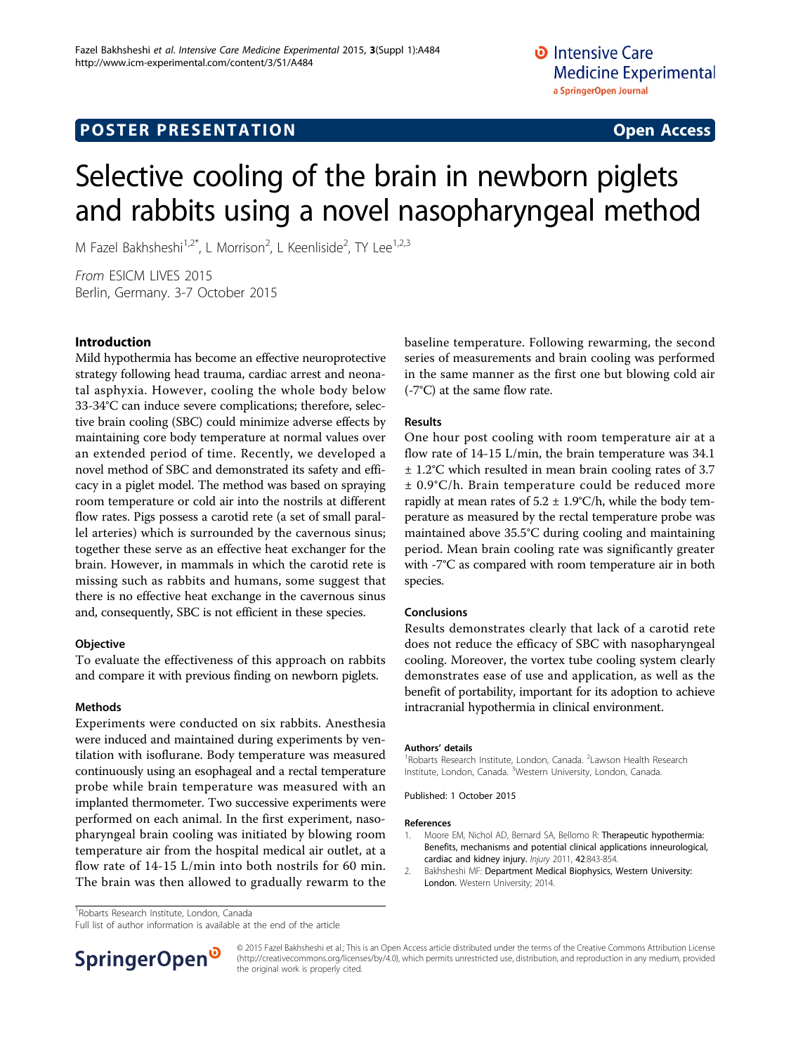POSTER PRESENTATION

Open Access

# Selective cooling of the brain in newborn piglets and rabbits using a novel nasopharyngeal method

M Fazel Bakhsheshi[1,2*], L Morrison[2], L Keenliside[2], TY Lee[1,2,3]

*From* ESICM LIVES 2015
Berlin, Germany. 3-7 October 2015

## Introduction

Mild hypothermia has become an effective neuroprotective strategy following head trauma, cardiac arrest and neonatal asphyxia. However, cooling the whole body below 33-34°C can induce severe complications; therefore, selective brain cooling (SBC) could minimize adverse effects by maintaining core body temperature at normal values over an extended period of time. Recently, we developed a novel method of SBC and demonstrated its safety and efficacy in a piglet model. The method was based on spraying room temperature or cold air into the nostrils at different flow rates. Pigs possess a carotid rete (a set of small parallel arteries) which is surrounded by the cavernous sinus; together these serve as an effective heat exchanger for the brain. However, in mammals in which the carotid rete is missing such as rabbits and humans, some suggest that there is no effective heat exchange in the cavernous sinus and, consequently, SBC is not efficient in these species.

## Objective

To evaluate the effectiveness of this approach on rabbits and compare it with previous finding on newborn piglets.

## Methods

Experiments were conducted on six rabbits. Anesthesia were induced and maintained during experiments by ventilation with isoflurane. Body temperature was measured continuously using an esophageal and a rectal temperature probe while brain temperature was measured with an implanted thermometer. Two successive experiments were performed on each animal. In the first experiment, nasopharyngeal brain cooling was initiated by blowing room temperature air from the hospital medical air outlet, at a flow rate of 14-15 L/min into both nostrils for 60 min. The brain was then allowed to gradually rewarm to the baseline temperature. Following rewarming, the second series of measurements and brain cooling was performed in the same manner as the first one but blowing cold air (-7°C) at the same flow rate.

## Results

One hour post cooling with room temperature air at a flow rate of 14-15 L/min, the brain temperature was 34.1 ± 1.2°C which resulted in mean brain cooling rates of 3.7 ± 0.9°C/h. Brain temperature could be reduced more rapidly at mean rates of 5.2 ± 1.9°C/h, while the body temperature as measured by the rectal temperature probe was maintained above 35.5°C during cooling and maintaining period. Mean brain cooling rate was significantly greater with -7°C as compared with room temperature air in both species.

## Conclusions

Results demonstrates clearly that lack of a carotid rete does not reduce the efficacy of SBC with nasopharyngeal cooling. Moreover, the vortex tube cooling system clearly demonstrates ease of use and application, as well as the benefit of portability, important for its adoption to achieve intracranial hypothermia in clinical environment.

### Authors' details

[1]Robarts Research Institute, London, Canada. [2]Lawson Health Research Institute, London, Canada. [3]Western University, London, Canada.

Published: 1 October 2015

### References

1. Moore EM, Nichol AD, Bernard SA, Bellomo R: **Therapeutic hypothermia: Benefits, mechanisms and potential clinical applications inneurological, cardiac and kidney injury.** *Injury* 2011, **42**:843-854.
2. Bakhsheshi MF: **Department Medical Biophysics, Western University: London.** Western University; 2014.

[1]Robarts Research Institute, London, Canada
Full list of author information is available at the end of the article

© 2015 Fazel Bakhsheshi et al.; This is an Open Access article distributed under the terms of the Creative Commons Attribution License (http://creativecommons.org/licenses/by/4.0), which permits unrestricted use, distribution, and reproduction in any medium, provided the original work is properly cited.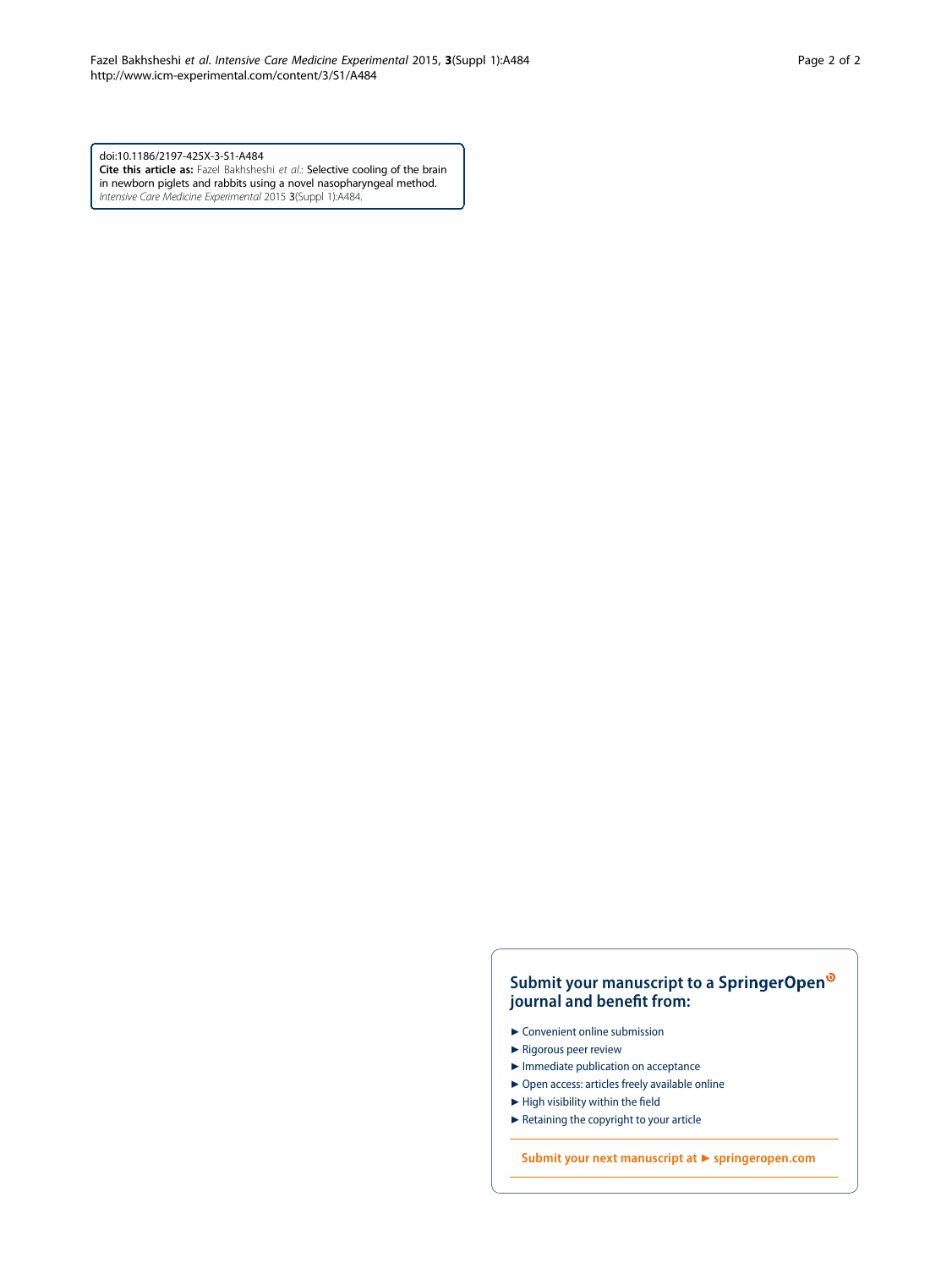doi:10.1186/2197-425X-3-S1-A484

**Cite this article as:** Fazel Bakhsheshi *et al.*: Selective cooling of the brain in newborn piglets and rabbits using a novel nasopharyngeal method. *Intensive Care Medicine Experimental* 2015 **3**(Suppl 1):A484.

**Submit your manuscript to a SpringerOpen journal and benefit from:**

- ► Convenient online submission
- ► Rigorous peer review
- ► Immediate publication on acceptance
- ► Open access: articles freely available online
- ► High visibility within the field
- ► Retaining the copyright to your article

**Submit your next manuscript at ► springeropen.com**